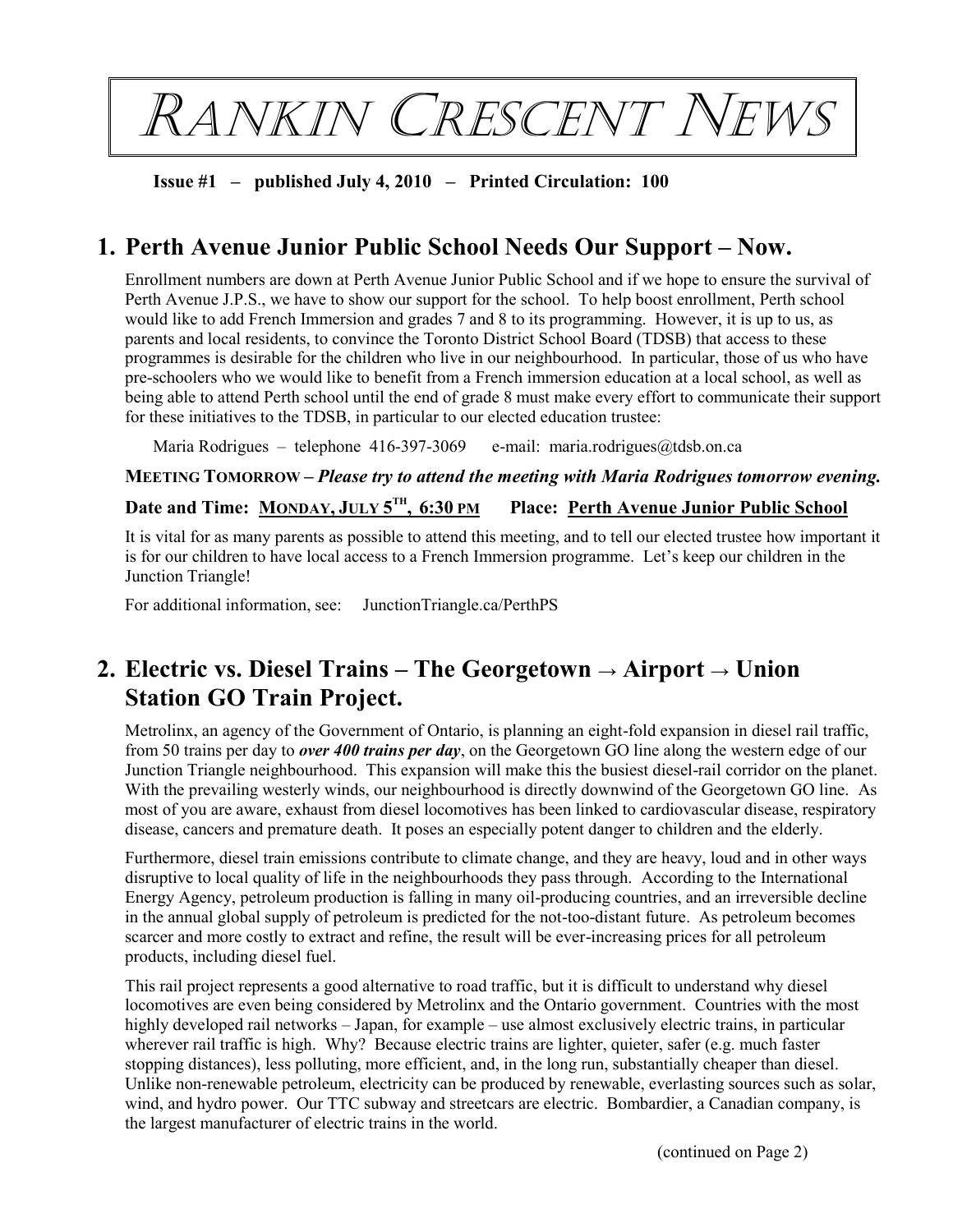# Rankin Crescent News

**Issue #1 – published July 4, 2010 – Printed Circulation: 100**

## 1. Perth Avenue Junior Public School Needs Our Support – Now.

Enrollment numbers are down at Perth Avenue Junior Public School and if we hope to ensure the survival of Perth Avenue J.P.S., we have to show our support for the school. To help boost enrollment, Perth school would like to add French Immersion and grades 7 and 8 to its programming. However, it is up to us, as parents and local residents, to convince the Toronto District School Board (TDSB) that access to these programmes is desirable for the children who live in our neighbourhood. In particular, those of us who have pre-schoolers who we would like to benefit from a French immersion education at a local school, as well as being able to attend Perth school until the end of grade 8 must make every effort to communicate their support for these initiatives to the TDSB, in particular to our elected education trustee:

Maria Rodrigues – telephone 416-397-3069 e-mail: maria.rodrigues@tdsb.on.ca

**MEETING TOMORROW –** ***Please try to attend the meeting with Maria Rodrigues tomorrow evening.***

**Date and Time: MONDAY, JULY 5TH, 6:30 PM Place: Perth Avenue Junior Public School**

It is vital for as many parents as possible to attend this meeting, and to tell our elected trustee how important it is for our children to have local access to a French Immersion programme. Let's keep our children in the Junction Triangle!

For additional information, see: JunctionTriangle.ca/PerthPS

## 2. Electric vs. Diesel Trains – The Georgetown → Airport → Union Station GO Train Project.

Metrolinx, an agency of the Government of Ontario, is planning an eight-fold expansion in diesel rail traffic, from 50 trains per day to ***over 400 trains per day***, on the Georgetown GO line along the western edge of our Junction Triangle neighbourhood. This expansion will make this the busiest diesel-rail corridor on the planet. With the prevailing westerly winds, our neighbourhood is directly downwind of the Georgetown GO line. As most of you are aware, exhaust from diesel locomotives has been linked to cardiovascular disease, respiratory disease, cancers and premature death. It poses an especially potent danger to children and the elderly.

Furthermore, diesel train emissions contribute to climate change, and they are heavy, loud and in other ways disruptive to local quality of life in the neighbourhoods they pass through. According to the International Energy Agency, petroleum production is falling in many oil-producing countries, and an irreversible decline in the annual global supply of petroleum is predicted for the not-too-distant future. As petroleum becomes scarcer and more costly to extract and refine, the result will be ever-increasing prices for all petroleum products, including diesel fuel.

This rail project represents a good alternative to road traffic, but it is difficult to understand why diesel locomotives are even being considered by Metrolinx and the Ontario government. Countries with the most highly developed rail networks – Japan, for example – use almost exclusively electric trains, in particular wherever rail traffic is high. Why? Because electric trains are lighter, quieter, safer (e.g. much faster stopping distances), less polluting, more efficient, and, in the long run, substantially cheaper than diesel. Unlike non-renewable petroleum, electricity can be produced by renewable, everlasting sources such as solar, wind, and hydro power. Our TTC subway and streetcars are electric. Bombardier, a Canadian company, is the largest manufacturer of electric trains in the world.

(continued on Page 2)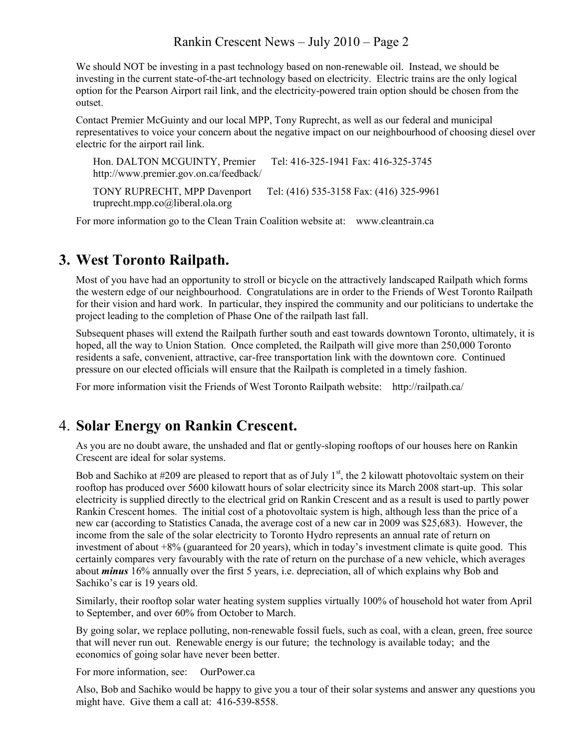We should NOT be investing in a past technology based on non-renewable oil. Instead, we should be investing in the current state-of-the-art technology based on electricity. Electric trains are the only logical option for the Pearson Airport rail link, and the electricity-powered train option should be chosen from the outset.

Contact Premier McGuinty and our local MPP, Tony Ruprecht, as well as our federal and municipal representatives to voice your concern about the negative impact on our neighbourhood of choosing diesel over electric for the airport rail link.

Hon. DALTON MCGUINTY, Premier Tel: 416-325-1941 Fax: 416-325-3745
http://www.premier.gov.on.ca/feedback/

TONY RUPRECHT, MPP Davenport Tel: (416) 535-3158 Fax: (416) 325-9961
truprecht.mpp.co@liberal.ola.org

For more information go to the Clean Train Coalition website at: www.cleantrain.ca

## 3. West Toronto Railpath.

Most of you have had an opportunity to stroll or bicycle on the attractively landscaped Railpath which forms the western edge of our neighbourhood. Congratulations are in order to the Friends of West Toronto Railpath for their vision and hard work. In particular, they inspired the community and our politicians to undertake the project leading to the completion of Phase One of the railpath last fall.

Subsequent phases will extend the Railpath further south and east towards downtown Toronto, ultimately, it is hoped, all the way to Union Station. Once completed, the Railpath will give more than 250,000 Toronto residents a safe, convenient, attractive, car-free transportation link with the downtown core. Continued pressure on our elected officials will ensure that the Railpath is completed in a timely fashion.

For more information visit the Friends of West Toronto Railpath website: http://railpath.ca/

## 4. Solar Energy on Rankin Crescent.

As you are no doubt aware, the unshaded and flat or gently-sloping rooftops of our houses here on Rankin Crescent are ideal for solar systems.

Bob and Sachiko at #209 are pleased to report that as of July 1st, the 2 kilowatt photovoltaic system on their rooftop has produced over 5600 kilowatt hours of solar electricity since its March 2008 start-up. This solar electricity is supplied directly to the electrical grid on Rankin Crescent and as a result is used to partly power Rankin Crescent homes. The initial cost of a photovoltaic system is high, although less than the price of a new car (according to Statistics Canada, the average cost of a new car in 2009 was $25,683). However, the income from the sale of the solar electricity to Toronto Hydro represents an annual rate of return on investment of about +8% (guaranteed for 20 years), which in today's investment climate is quite good. This certainly compares very favourably with the rate of return on the purchase of a new vehicle, which averages about ***minus*** 16% annually over the first 5 years, i.e. depreciation, all of which explains why Bob and Sachiko's car is 19 years old.

Similarly, their rooftop solar water heating system supplies virtually 100% of household hot water from April to September, and over 60% from October to March.

By going solar, we replace polluting, non-renewable fossil fuels, such as coal, with a clean, green, free source that will never run out. Renewable energy is our future; the technology is available today; and the economics of going solar have never been better.

For more information, see: OurPower.ca

Also, Bob and Sachiko would be happy to give you a tour of their solar systems and answer any questions you might have. Give them a call at: 416-539-8558.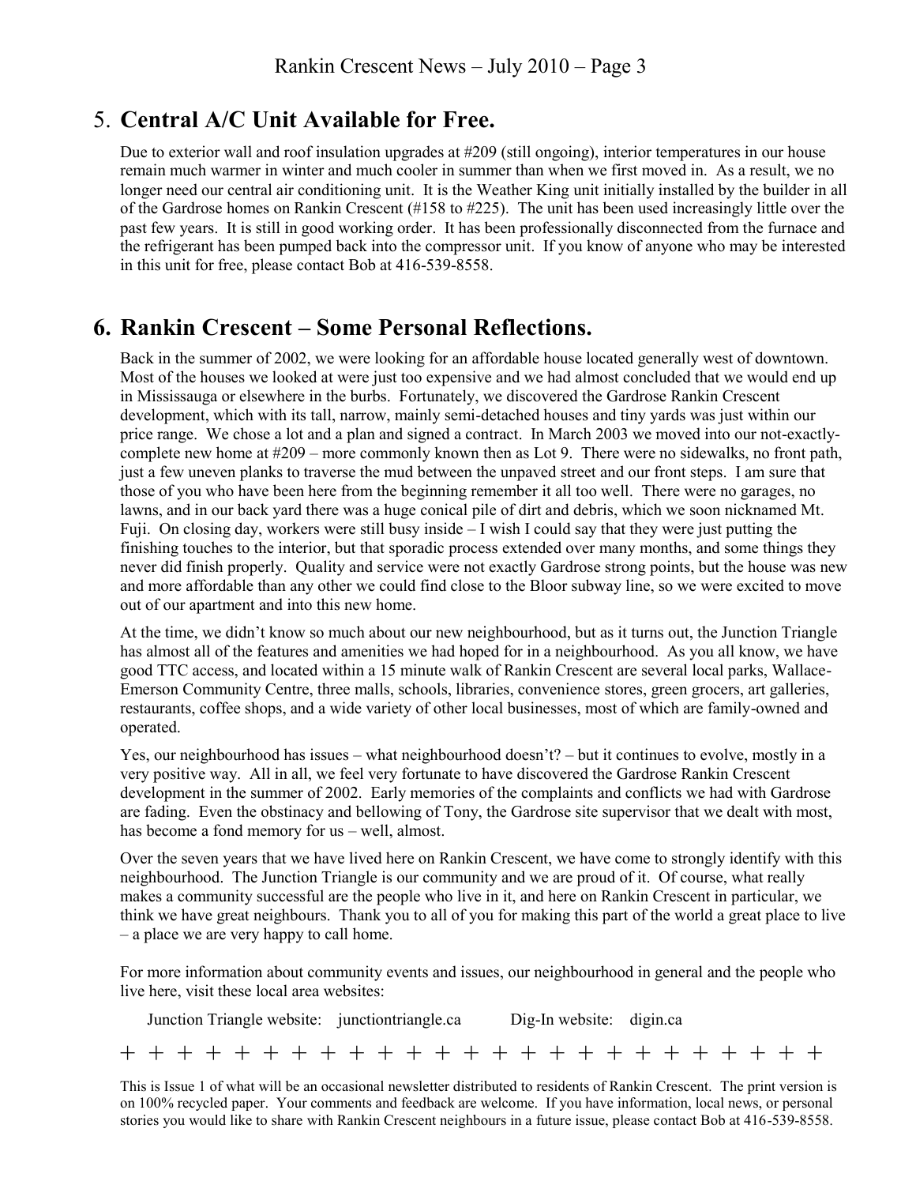## 5. **Central A/C Unit Available for Free.**

Due to exterior wall and roof insulation upgrades at #209 (still ongoing), interior temperatures in our house remain much warmer in winter and much cooler in summer than when we first moved in. As a result, we no longer need our central air conditioning unit. It is the Weather King unit initially installed by the builder in all of the Gardrose homes on Rankin Crescent (#158 to #225). The unit has been used increasingly little over the past few years. It is still in good working order. It has been professionally disconnected from the furnace and the refrigerant has been pumped back into the compressor unit. If you know of anyone who may be interested in this unit for free, please contact Bob at 416-539-8558.

## 6. Rankin Crescent – Some Personal Reflections.

Back in the summer of 2002, we were looking for an affordable house located generally west of downtown. Most of the houses we looked at were just too expensive and we had almost concluded that we would end up in Mississauga or elsewhere in the burbs. Fortunately, we discovered the Gardrose Rankin Crescent development, which with its tall, narrow, mainly semi-detached houses and tiny yards was just within our price range. We chose a lot and a plan and signed a contract. In March 2003 we moved into our not-exactly-complete new home at #209 – more commonly known then as Lot 9. There were no sidewalks, no front path, just a few uneven planks to traverse the mud between the unpaved street and our front steps. I am sure that those of you who have been here from the beginning remember it all too well. There were no garages, no lawns, and in our back yard there was a huge conical pile of dirt and debris, which we soon nicknamed Mt. Fuji. On closing day, workers were still busy inside – I wish I could say that they were just putting the finishing touches to the interior, but that sporadic process extended over many months, and some things they never did finish properly. Quality and service were not exactly Gardrose strong points, but the house was new and more affordable than any other we could find close to the Bloor subway line, so we were excited to move out of our apartment and into this new home.

At the time, we didn't know so much about our new neighbourhood, but as it turns out, the Junction Triangle has almost all of the features and amenities we had hoped for in a neighbourhood. As you all know, we have good TTC access, and located within a 15 minute walk of Rankin Crescent are several local parks, Wallace-Emerson Community Centre, three malls, schools, libraries, convenience stores, green grocers, art galleries, restaurants, coffee shops, and a wide variety of other local businesses, most of which are family-owned and operated.

Yes, our neighbourhood has issues – what neighbourhood doesn't? – but it continues to evolve, mostly in a very positive way. All in all, we feel very fortunate to have discovered the Gardrose Rankin Crescent development in the summer of 2002. Early memories of the complaints and conflicts we had with Gardrose are fading. Even the obstinacy and bellowing of Tony, the Gardrose site supervisor that we dealt with most, has become a fond memory for us – well, almost.

Over the seven years that we have lived here on Rankin Crescent, we have come to strongly identify with this neighbourhood. The Junction Triangle is our community and we are proud of it. Of course, what really makes a community successful are the people who live in it, and here on Rankin Crescent in particular, we think we have great neighbours. Thank you to all of you for making this part of the world a great place to live – a place we are very happy to call home.

For more information about community events and issues, our neighbourhood in general and the people who live here, visit these local area websites:

Junction Triangle website: junctiontriangle.ca Dig-In website: digin.ca

+ + + + + + + + + + + + + + + + + + + + + + + + + + + +

This is Issue 1 of what will be an occasional newsletter distributed to residents of Rankin Crescent. The print version is on 100% recycled paper. Your comments and feedback are welcome. If you have information, local news, or personal stories you would like to share with Rankin Crescent neighbours in a future issue, please contact Bob at 416-539-8558.